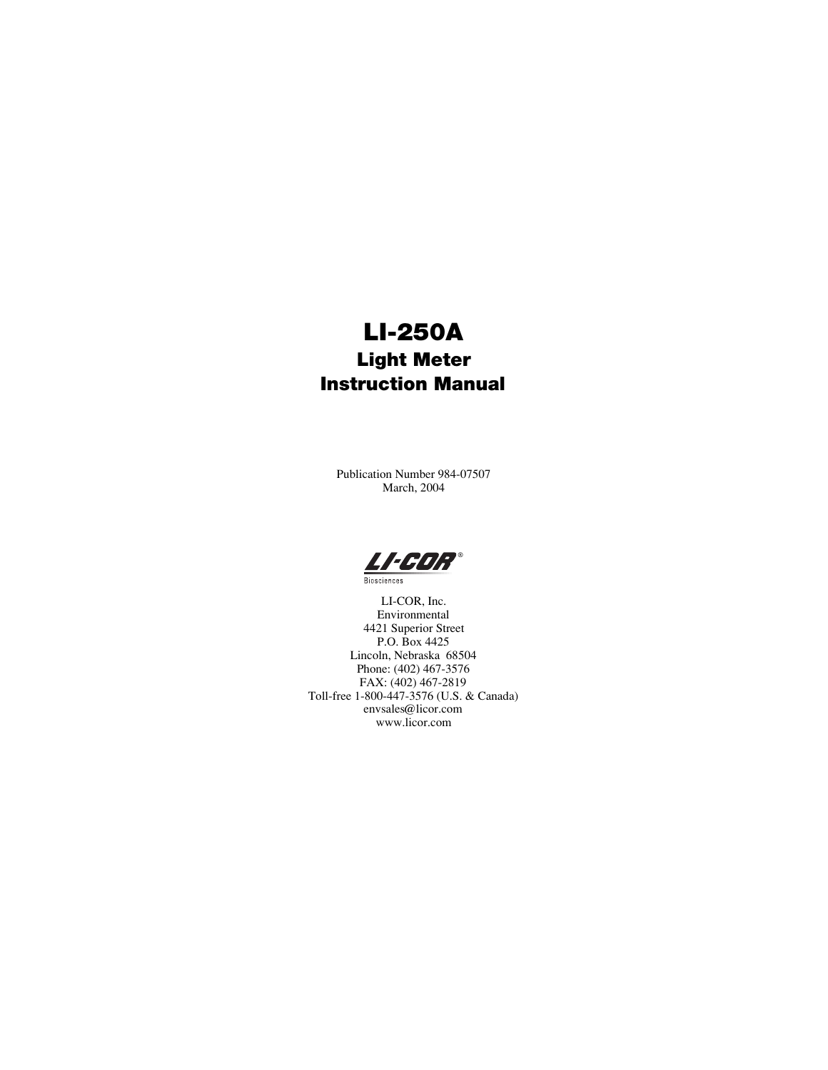# LI-250A

## Light Meter Instruction Manual

Publication Number 984-07507
March, 2004

LI-COR®
Biosciences

LI-COR, Inc.
Environmental
4421 Superior Street
P.O. Box 4425
Lincoln, Nebraska 68504
Phone: (402) 467-3576
FAX: (402) 467-2819
Toll-free 1-800-447-3576 (U.S. & Canada)
envsales@licor.com
www.licor.com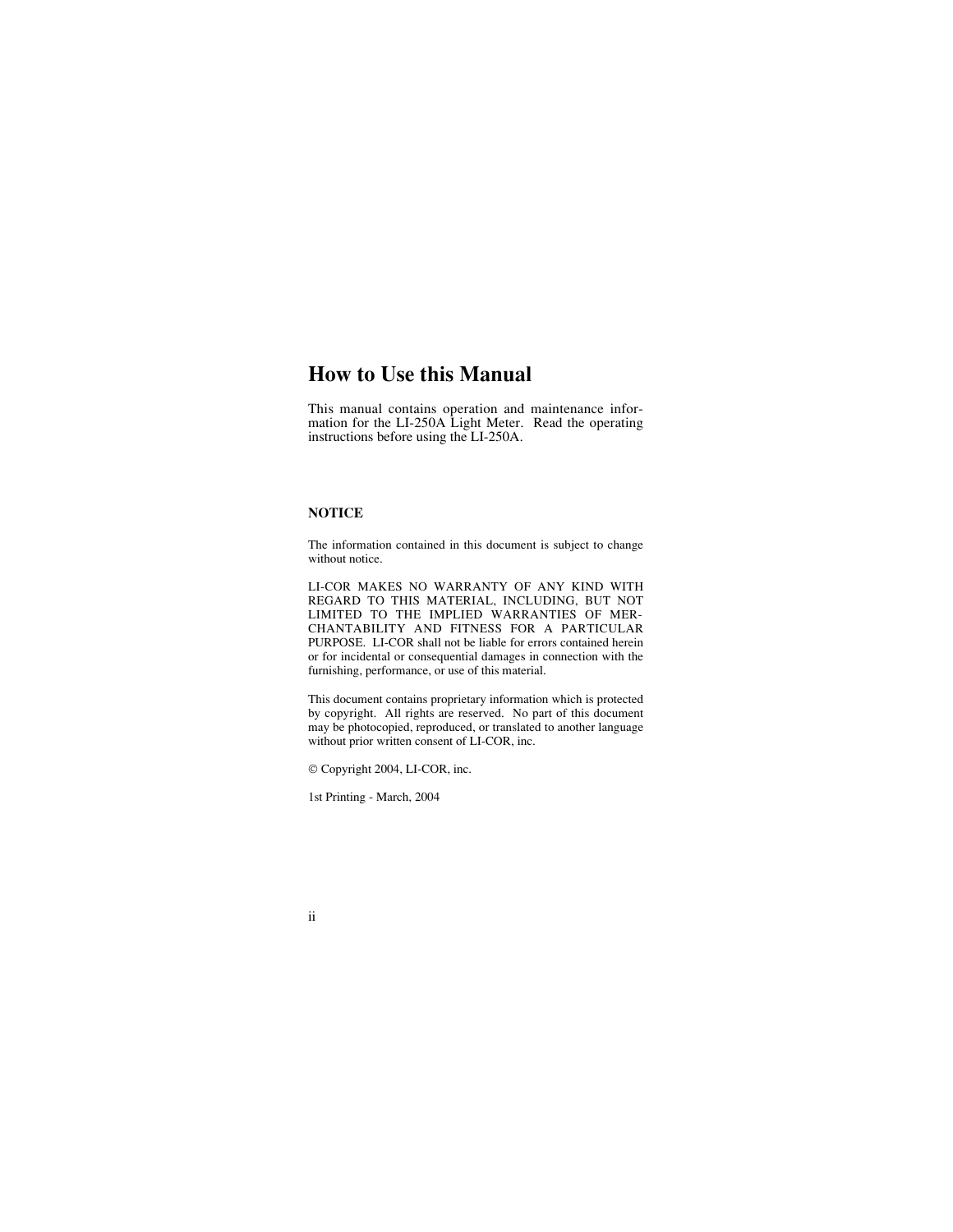# How to Use this Manual

This manual contains operation and maintenance information for the LI-250A Light Meter. Read the operating instructions before using the LI-250A.

**NOTICE**

The information contained in this document is subject to change without notice.

LI-COR MAKES NO WARRANTY OF ANY KIND WITH REGARD TO THIS MATERIAL, INCLUDING, BUT NOT LIMITED TO THE IMPLIED WARRANTIES OF MERCHANTABILITY AND FITNESS FOR A PARTICULAR PURPOSE. LI-COR shall not be liable for errors contained herein or for incidental or consequential damages in connection with the furnishing, performance, or use of this material.

This document contains proprietary information which is protected by copyright. All rights are reserved. No part of this document may be photocopied, reproduced, or translated to another language without prior written consent of LI-COR, inc.

© Copyright 2004, LI-COR, inc.

1st Printing - March, 2004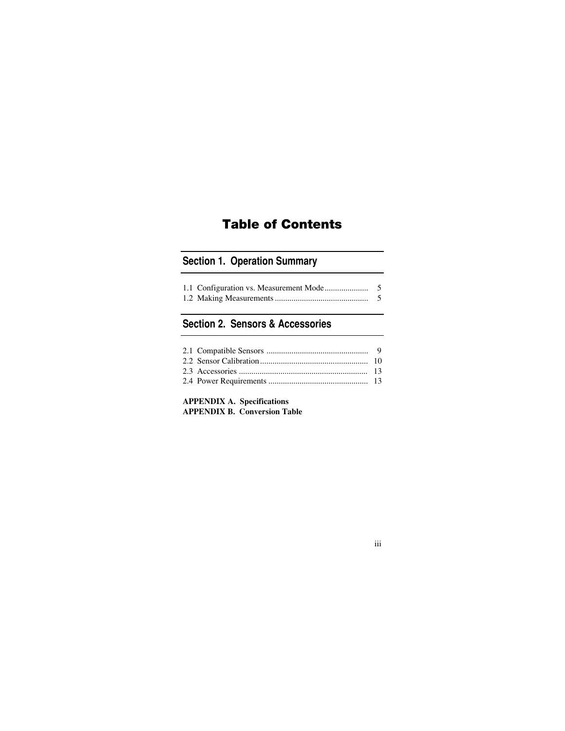# Table of Contents

## Section 1. Operation Summary

1.1 Configuration vs. Measurement Mode .................... 5
1.2 Making Measurements ............................................ 5

## Section 2. Sensors & Accessories

2.1 Compatible Sensors ................................................ 9
2.2 Sensor Calibration .................................................. 10
2.3 Accessories ............................................................ 13
2.4 Power Requirements ............................................... 13

**APPENDIX A. Specifications**
**APPENDIX B. Conversion Table**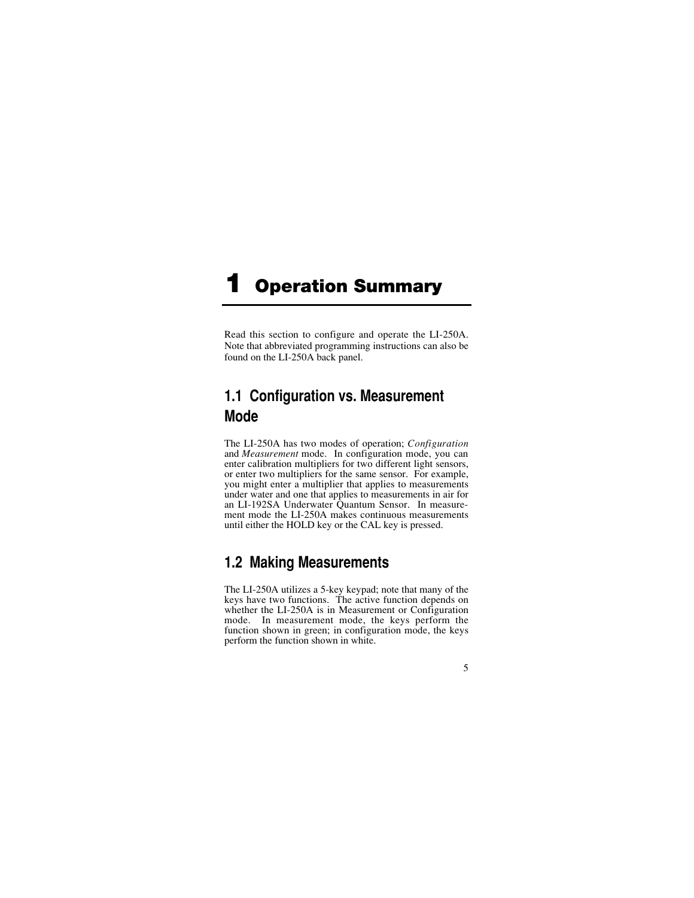# 1 Operation Summary

Read this section to configure and operate the LI-250A. Note that abbreviated programming instructions can also be found on the LI-250A back panel.

## 1.1 Configuration vs. Measurement Mode

The LI-250A has two modes of operation; *Configuration* and *Measurement* mode. In configuration mode, you can enter calibration multipliers for two different light sensors, or enter two multipliers for the same sensor. For example, you might enter a multiplier that applies to measurements under water and one that applies to measurements in air for an LI-192SA Underwater Quantum Sensor. In measurement mode the LI-250A makes continuous measurements until either the HOLD key or the CAL key is pressed.

## 1.2 Making Measurements

The LI-250A utilizes a 5-key keypad; note that many of the keys have two functions. The active function depends on whether the LI-250A is in Measurement or Configuration mode. In measurement mode, the keys perform the function shown in green; in configuration mode, the keys perform the function shown in white.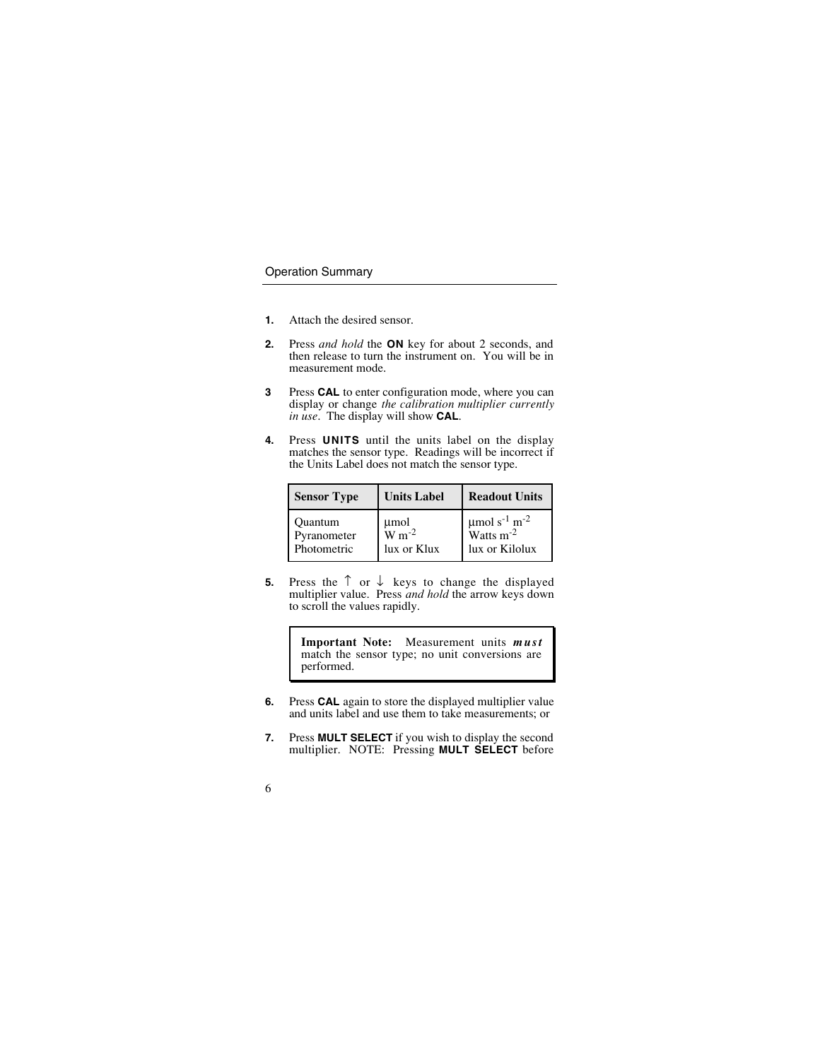## Operation Summary

**1.** Attach the desired sensor.

**2.** Press *and hold* the **ON** key for about 2 seconds, and then release to turn the instrument on. You will be in measurement mode.

**3** Press **CAL** to enter configuration mode, where you can display or change *the calibration multiplier currently in use*. The display will show **CAL**.

**4.** Press **UNITS** until the units label on the display matches the sensor type. Readings will be incorrect if the Units Label does not match the sensor type.

| Sensor Type | Units Label | Readout Units |
|---|---|---|
| Quantum | µmol | µmol $s^{-1}$ $m^{-2}$ |
| Pyranometer | W $m^{-2}$ | Watts $m^{-2}$ |
| Photometric | lux or Klux | lux or Kilolux |

**5.** Press the ↑ or ↓ keys to change the displayed multiplier value. Press *and hold* the arrow keys down to scroll the values rapidly.

> **Important Note:** Measurement units ***must*** match the sensor type; no unit conversions are performed.

**6.** Press **CAL** again to store the displayed multiplier value and units label and use them to take measurements; or

**7.** Press **MULT SELECT** if you wish to display the second multiplier. NOTE: Pressing **MULT SELECT** before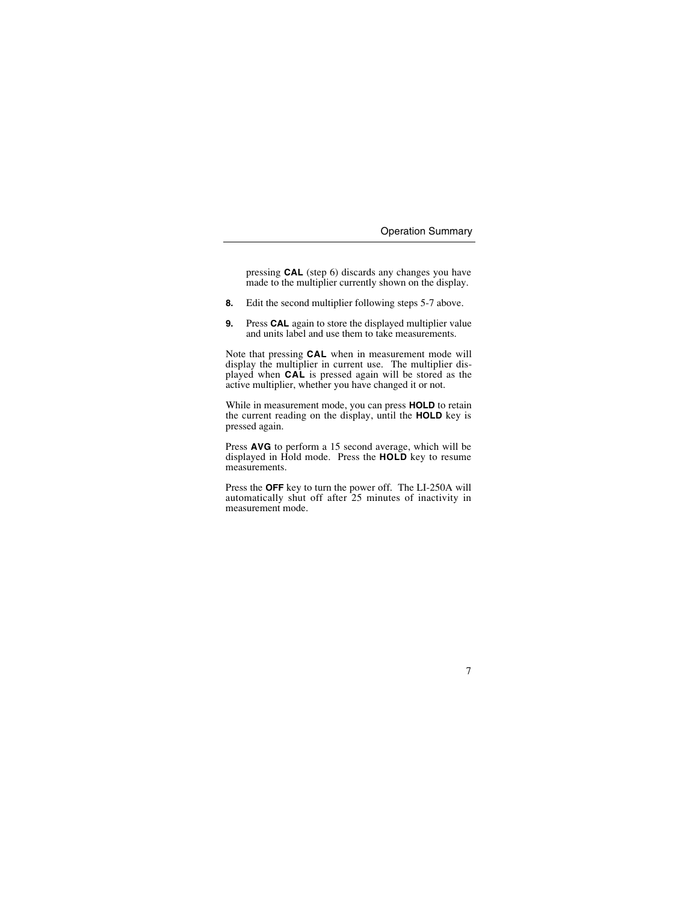pressing **CAL** (step 6) discards any changes you have made to the multiplier currently shown on the display.

**8.** Edit the second multiplier following steps 5-7 above.

**9.** Press **CAL** again to store the displayed multiplier value and units label and use them to take measurements.

Note that pressing **CAL** when in measurement mode will display the multiplier in current use. The multiplier displayed when **CAL** is pressed again will be stored as the active multiplier, whether you have changed it or not.

While in measurement mode, you can press **HOLD** to retain the current reading on the display, until the **HOLD** key is pressed again.

Press **AVG** to perform a 15 second average, which will be displayed in Hold mode. Press the **HOLD** key to resume measurements.

Press the **OFF** key to turn the power off. The LI-250A will automatically shut off after 25 minutes of inactivity in measurement mode.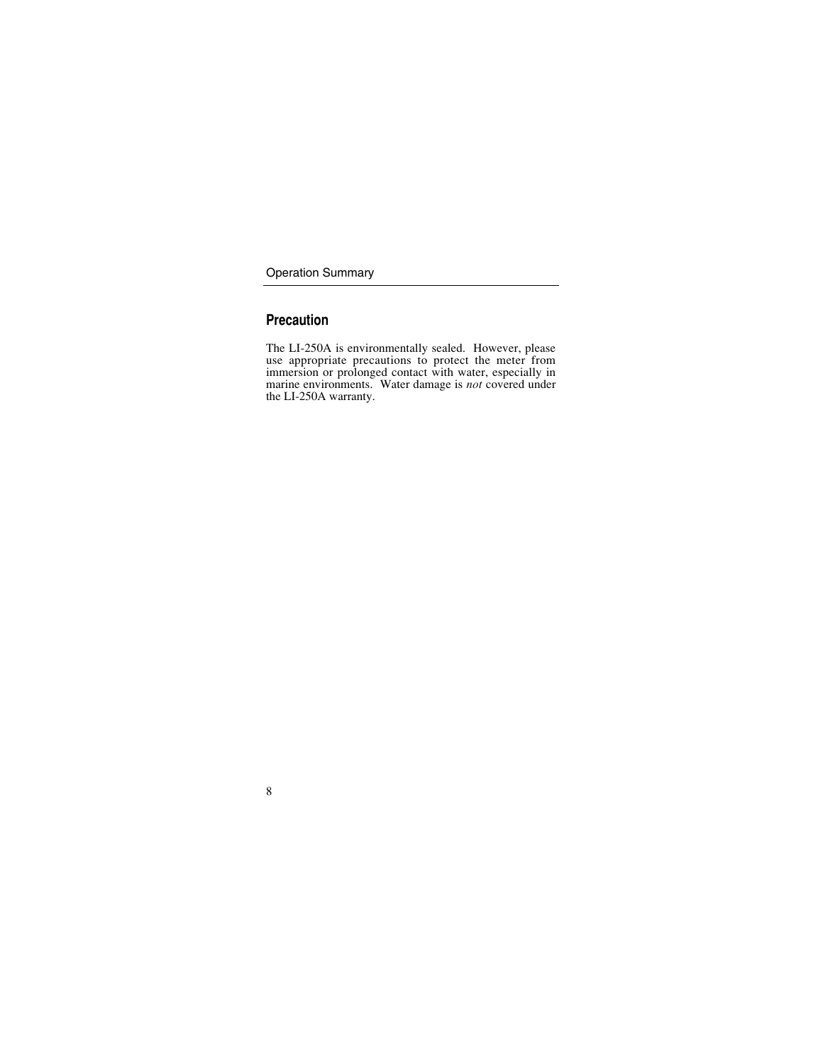## Precaution

The LI-250A is environmentally sealed. However, please use appropriate precautions to protect the meter from immersion or prolonged contact with water, especially in marine environments. Water damage is *not* covered under the LI-250A warranty.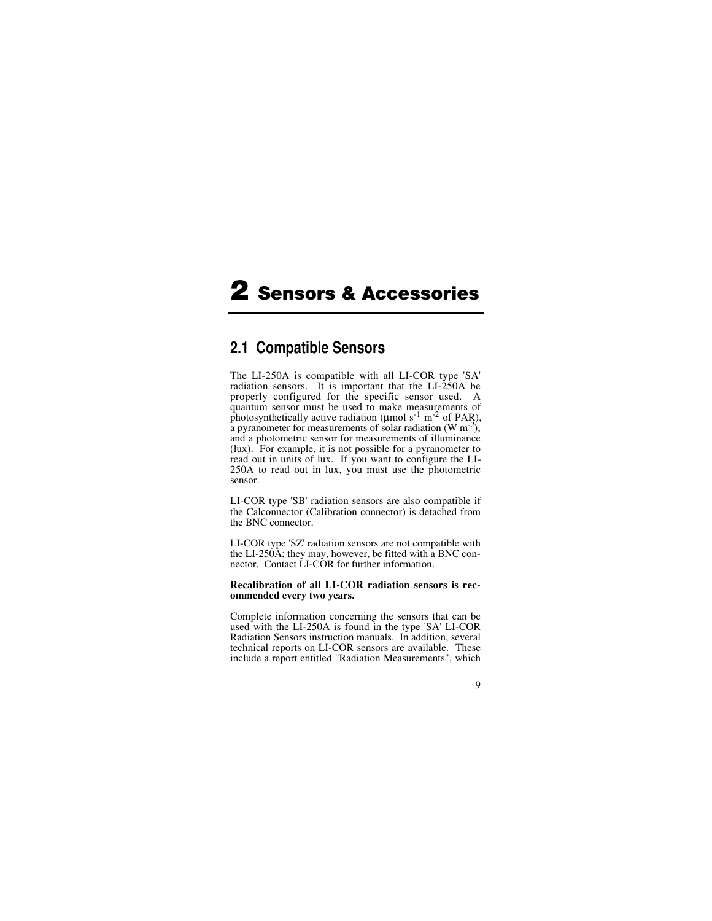# 2 Sensors & Accessories

## 2.1 Compatible Sensors

The LI-250A is compatible with all LI-COR type 'SA' radiation sensors. It is important that the LI-250A be properly configured for the specific sensor used. A quantum sensor must be used to make measurements of photosynthetically active radiation (µmol $s^{-1}$ $m^{-2}$ of PAR), a pyranometer for measurements of solar radiation (W $m^{-2}$), and a photometric sensor for measurements of illuminance (lux). For example, it is not possible for a pyranometer to read out in units of lux. If you want to configure the LI-250A to read out in lux, you must use the photometric sensor.

LI-COR type 'SB' radiation sensors are also compatible if the Calconnector (Calibration connector) is detached from the BNC connector.

LI-COR type 'SZ' radiation sensors are not compatible with the LI-250A; they may, however, be fitted with a BNC connector. Contact LI-COR for further information.

**Recalibration of all LI-COR radiation sensors is recommended every two years.**

Complete information concerning the sensors that can be used with the LI-250A is found in the type 'SA' LI-COR Radiation Sensors instruction manuals. In addition, several technical reports on LI-COR sensors are available. These include a report entitled "Radiation Measurements", which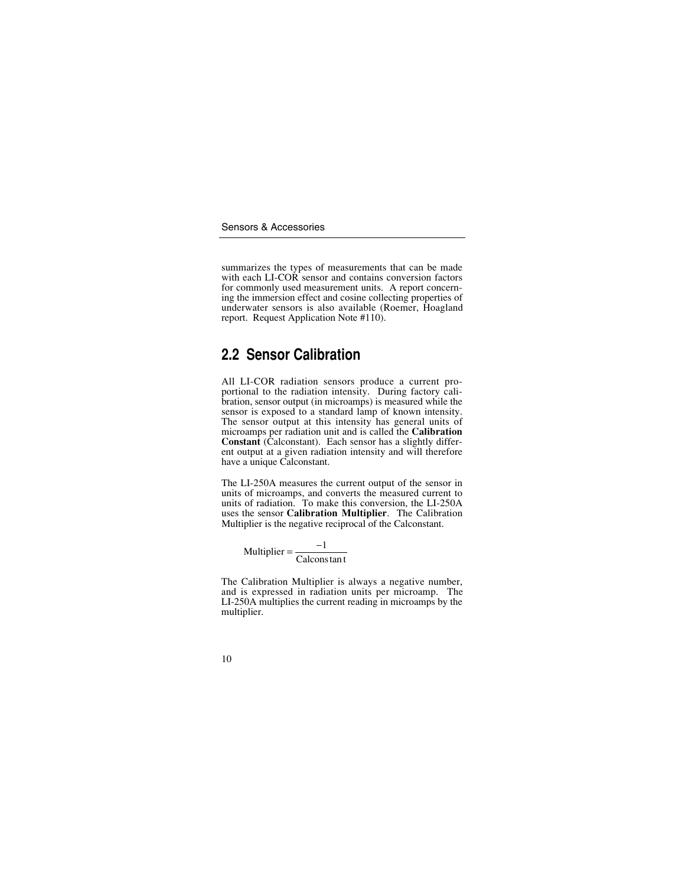summarizes the types of measurements that can be made with each LI-COR sensor and contains conversion factors for commonly used measurement units. A report concerning the immersion effect and cosine collecting properties of underwater sensors is also available (Roemer, Hoagland report. Request Application Note #110).

## 2.2 Sensor Calibration

All LI-COR radiation sensors produce a current proportional to the radiation intensity. During factory calibration, sensor output (in microamps) is measured while the sensor is exposed to a standard lamp of known intensity. The sensor output at this intensity has general units of microamps per radiation unit and is called the **Calibration Constant** (Calconstant). Each sensor has a slightly different output at a given radiation intensity and will therefore have a unique Calconstant.

The LI-250A measures the current output of the sensor in units of microamps, and converts the measured current to units of radiation. To make this conversion, the LI-250A uses the sensor **Calibration Multiplier**. The Calibration Multiplier is the negative reciprocal of the Calconstant.

$$\text{Multiplier} = \frac{-1}{\text{Calconstant}}$$

The Calibration Multiplier is always a negative number, and is expressed in radiation units per microamp. The LI-250A multiplies the current reading in microamps by the multiplier.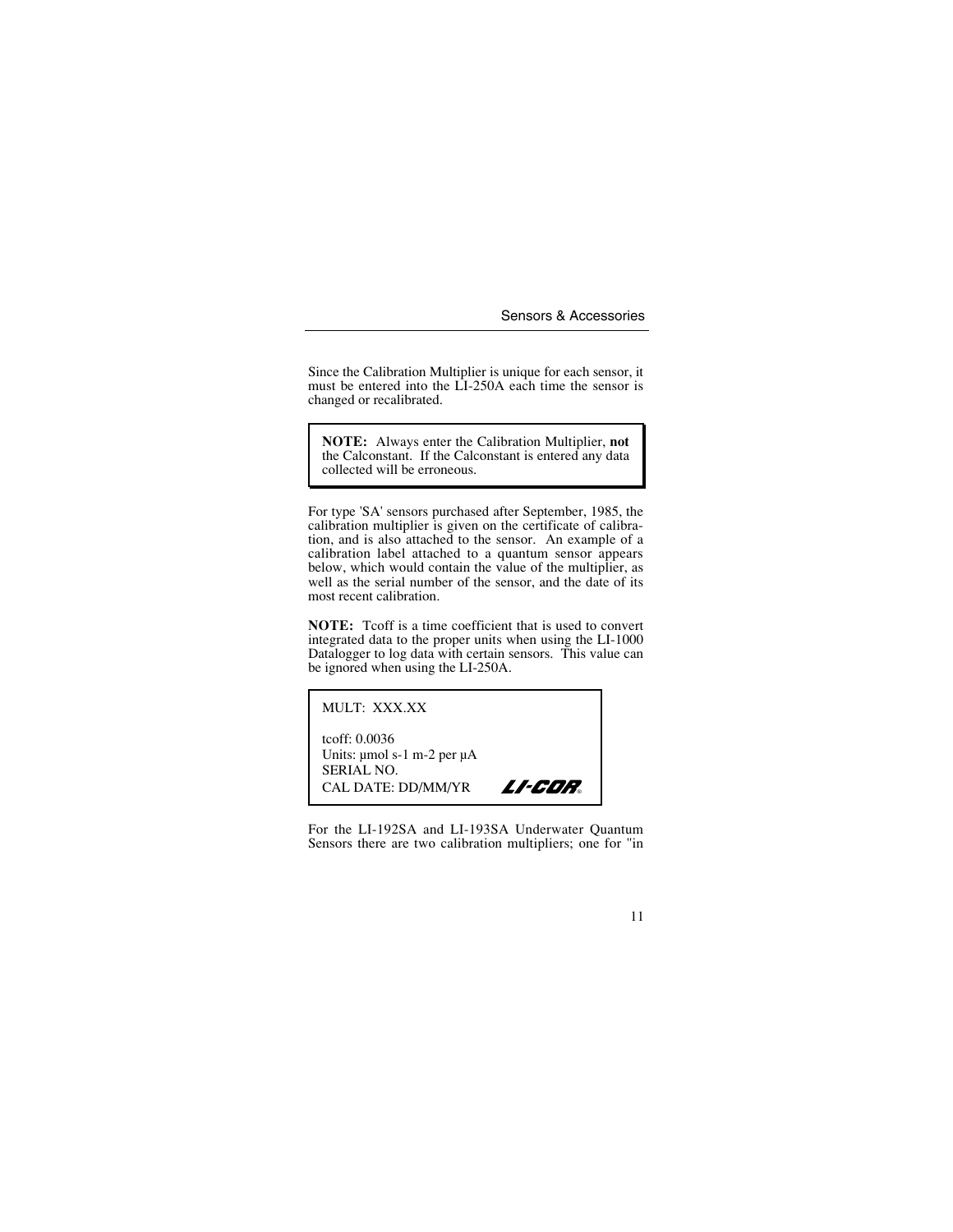Since the Calibration Multiplier is unique for each sensor, it must be entered into the LI-250A each time the sensor is changed or recalibrated.

> **NOTE:** Always enter the Calibration Multiplier, **not** the Calconstant. If the Calconstant is entered any data collected will be erroneous.

For type 'SA' sensors purchased after September, 1985, the calibration multiplier is given on the certificate of calibration, and is also attached to the sensor. An example of a calibration label attached to a quantum sensor appears below, which would contain the value of the multiplier, as well as the serial number of the sensor, and the date of its most recent calibration.

**NOTE:** Tcoff is a time coefficient that is used to convert integrated data to the proper units when using the LI-1000 Datalogger to log data with certain sensors. This value can be ignored when using the LI-250A.

```
MULT:  XXX.XX

tcoff: 0.0036
Units: µmol s-1 m-2 per µA
SERIAL NO.
CAL DATE: DD/MM/YR            LI-COR®
```

For the LI-192SA and LI-193SA Underwater Quantum Sensors there are two calibration multipliers; one for "in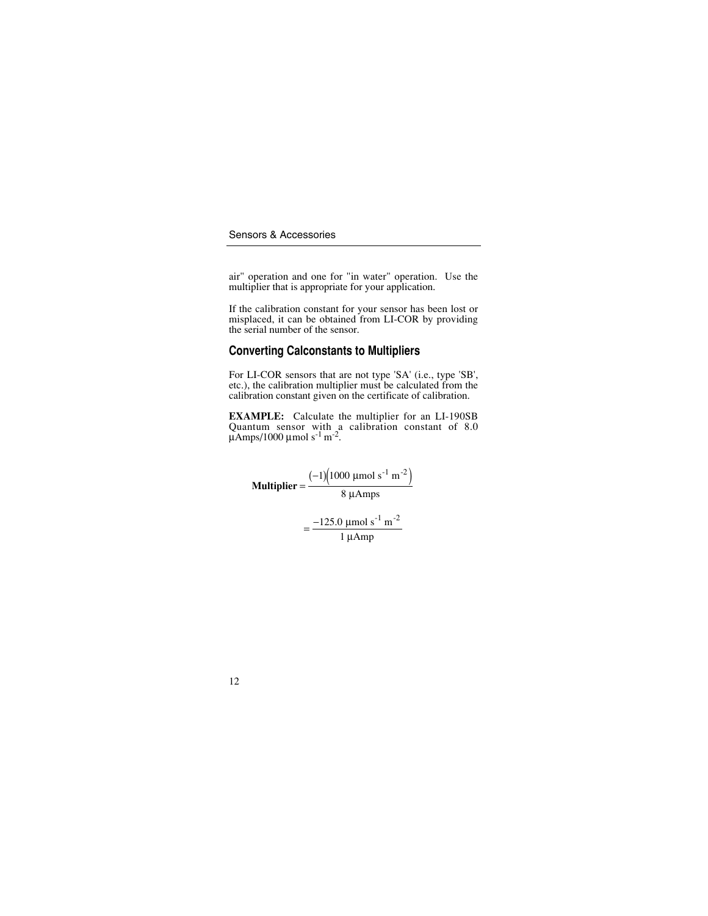air" operation and one for "in water" operation. Use the multiplier that is appropriate for your application.

If the calibration constant for your sensor has been lost or misplaced, it can be obtained from LI-COR by providing the serial number of the sensor.

## Converting Calconstants to Multipliers

For LI-COR sensors that are not type 'SA' (i.e., type 'SB', etc.), the calibration multiplier must be calculated from the calibration constant given on the certificate of calibration.

**EXAMPLE:** Calculate the multiplier for an LI-190SB Quantum sensor with a calibration constant of 8.0 $\mu$Amps/1000 $\mu$mol s$^{-1}$ m$^{-2}$.

$$\textbf{Multiplier} = \frac{(-1)\left(1000\ \mu\text{mol s}^{-1}\ \text{m}^{-2}\right)}{8\ \mu\text{Amps}}$$

$$= \frac{-125.0\ \mu\text{mol s}^{-1}\ \text{m}^{-2}}{1\ \mu\text{Amp}}$$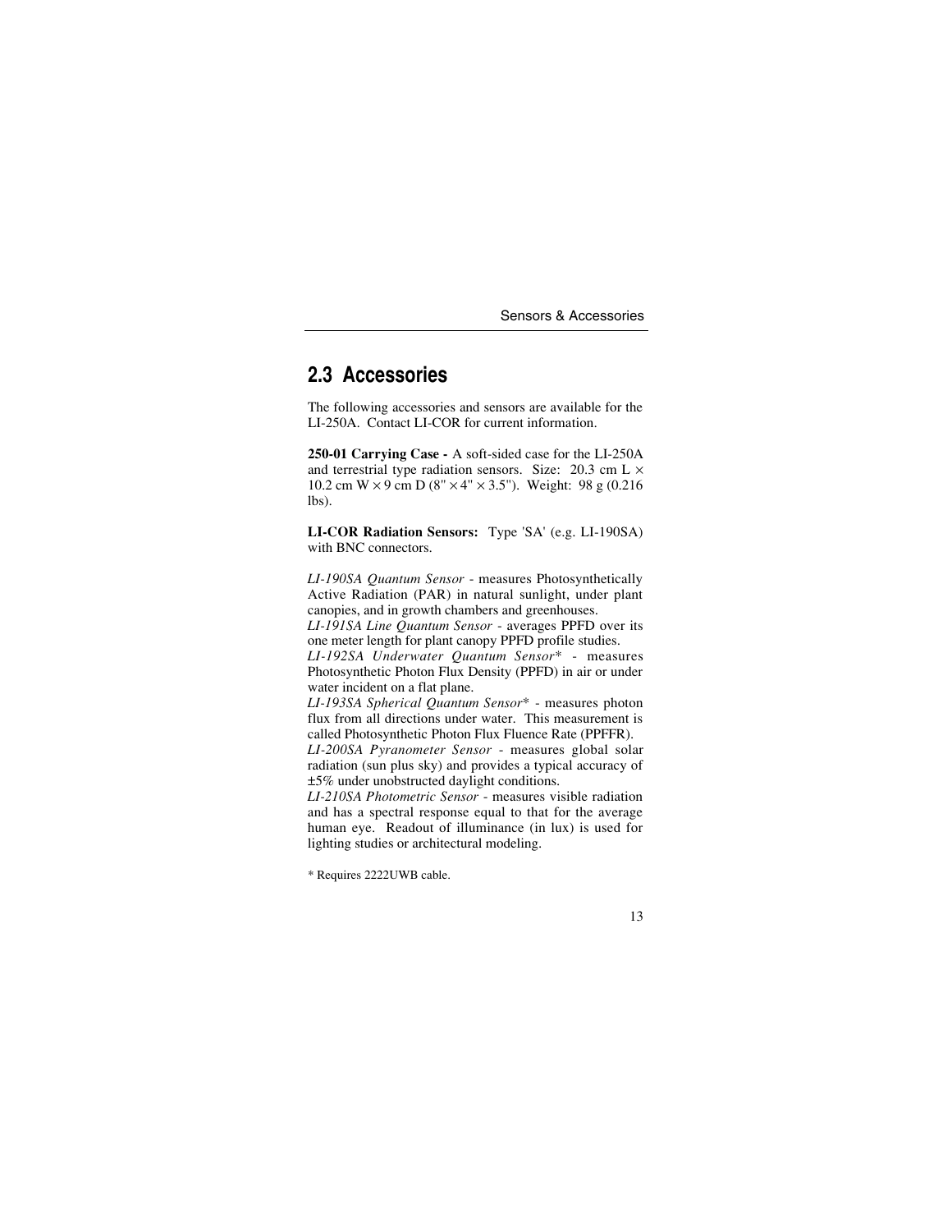## 2.3 Accessories

The following accessories and sensors are available for the LI-250A. Contact LI-COR for current information.

**250-01 Carrying Case -** A soft-sided case for the LI-250A and terrestrial type radiation sensors. Size: 20.3 cm L × 10.2 cm W × 9 cm D (8" × 4" × 3.5"). Weight: 98 g (0.216 lbs).

**LI-COR Radiation Sensors:** Type 'SA' (e.g. LI-190SA) with BNC connectors.

*LI-190SA Quantum Sensor* - measures Photosynthetically Active Radiation (PAR) in natural sunlight, under plant canopies, and in growth chambers and greenhouses.
*LI-191SA Line Quantum Sensor* - averages PPFD over its one meter length for plant canopy PPFD profile studies.
*LI-192SA Underwater Quantum Sensor** - measures Photosynthetic Photon Flux Density (PPFD) in air or under water incident on a flat plane.
*LI-193SA Spherical Quantum Sensor** - measures photon flux from all directions under water. This measurement is called Photosynthetic Photon Flux Fluence Rate (PPFFR).
*LI-200SA Pyranometer Sensor* - measures global solar radiation (sun plus sky) and provides a typical accuracy of ±5% under unobstructed daylight conditions.
*LI-210SA Photometric Sensor* - measures visible radiation and has a spectral response equal to that for the average human eye. Readout of illuminance (in lux) is used for lighting studies or architectural modeling.

* Requires 2222UWB cable.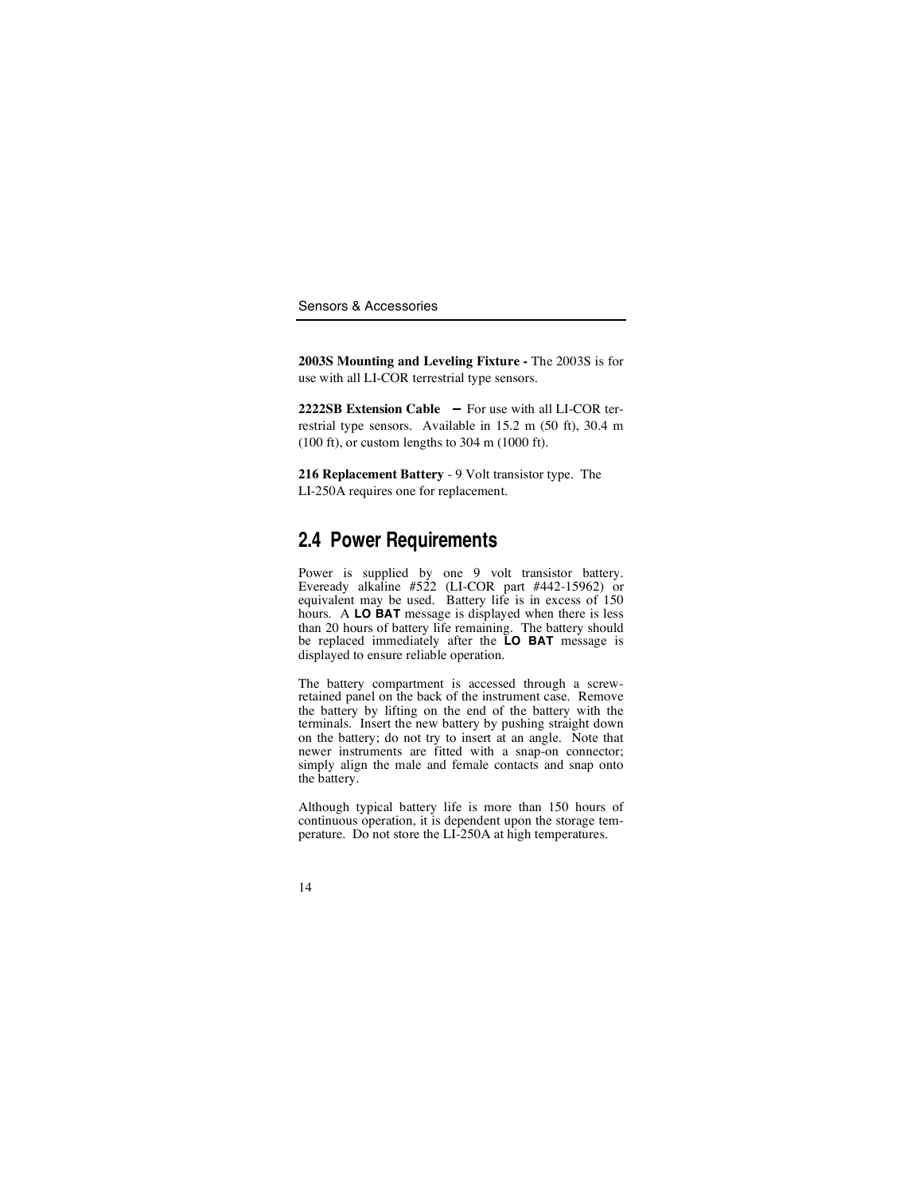**2003S Mounting and Leveling Fixture -** The 2003S is for use with all LI-COR terrestrial type sensors.

**2222SB Extension Cable –** For use with all LI-COR terrestrial type sensors. Available in 15.2 m (50 ft), 30.4 m (100 ft), or custom lengths to 304 m (1000 ft).

**216 Replacement Battery** - 9 Volt transistor type. The LI-250A requires one for replacement.

## 2.4 Power Requirements

Power is supplied by one 9 volt transistor battery. Eveready alkaline #522 (LI-COR part #442-15962) or equivalent may be used. Battery life is in excess of 150 hours. A **LO BAT** message is displayed when there is less than 20 hours of battery life remaining. The battery should be replaced immediately after the **LO BAT** message is displayed to ensure reliable operation.

The battery compartment is accessed through a screw-retained panel on the back of the instrument case. Remove the battery by lifting on the end of the battery with the terminals. Insert the new battery by pushing straight down on the battery; do not try to insert at an angle. Note that newer instruments are fitted with a snap-on connector; simply align the male and female contacts and snap onto the battery.

Although typical battery life is more than 150 hours of continuous operation, it is dependent upon the storage temperature. Do not store the LI-250A at high temperatures.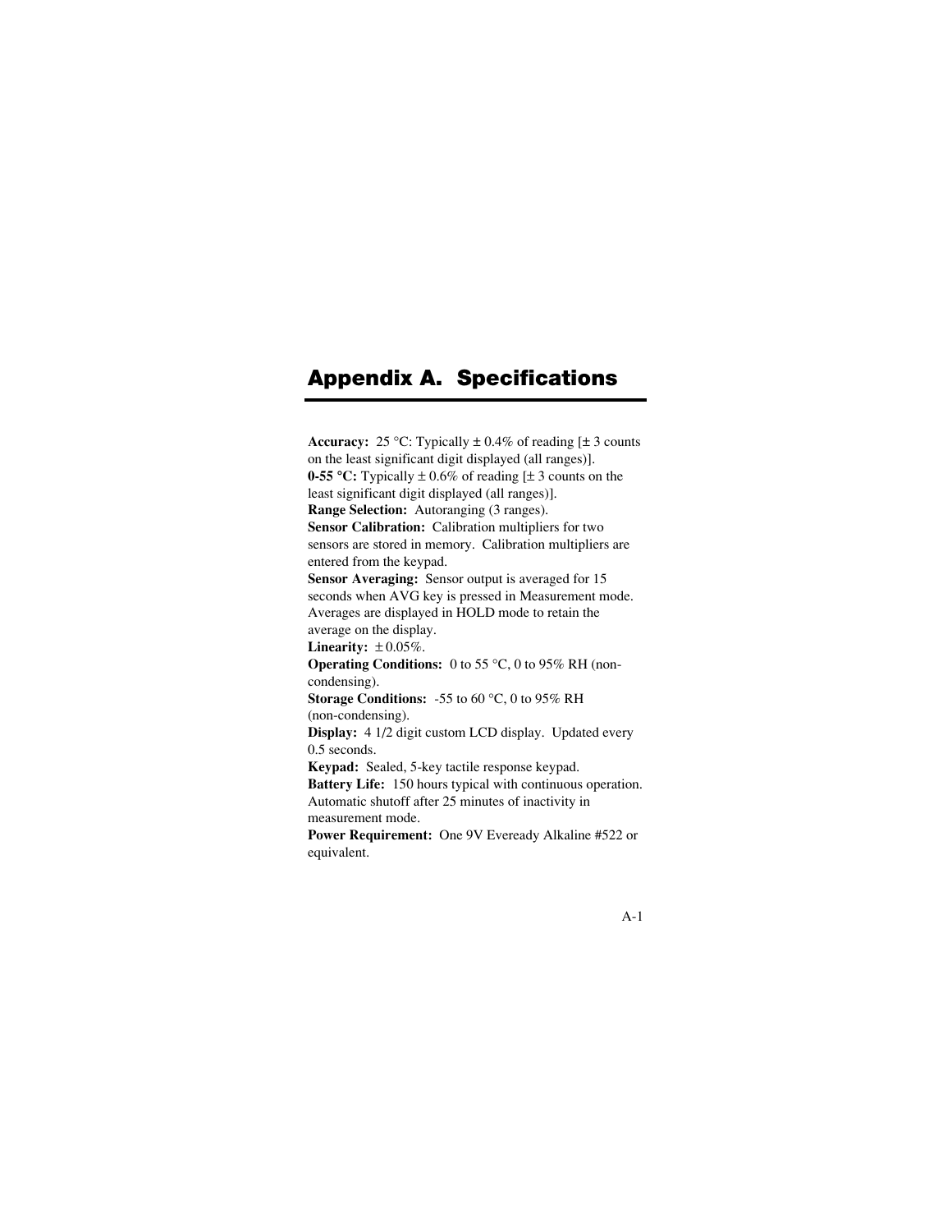# Appendix A. Specifications

**Accuracy:** 25 °C: Typically ± 0.4% of reading [± 3 counts on the least significant digit displayed (all ranges)].
**0-55 °C:** Typically ± 0.6% of reading [± 3 counts on the least significant digit displayed (all ranges)].
**Range Selection:** Autoranging (3 ranges).
**Sensor Calibration:** Calibration multipliers for two sensors are stored in memory. Calibration multipliers are entered from the keypad.
**Sensor Averaging:** Sensor output is averaged for 15 seconds when AVG key is pressed in Measurement mode. Averages are displayed in HOLD mode to retain the average on the display.
**Linearity:** ± 0.05%.
**Operating Conditions:** 0 to 55 °C, 0 to 95% RH (non-condensing).
**Storage Conditions:** -55 to 60 °C, 0 to 95% RH (non-condensing).
**Display:** 4 1/2 digit custom LCD display. Updated every 0.5 seconds.
**Keypad:** Sealed, 5-key tactile response keypad.
**Battery Life:** 150 hours typical with continuous operation. Automatic shutoff after 25 minutes of inactivity in measurement mode.
**Power Requirement:** One 9V Eveready Alkaline #522 or equivalent.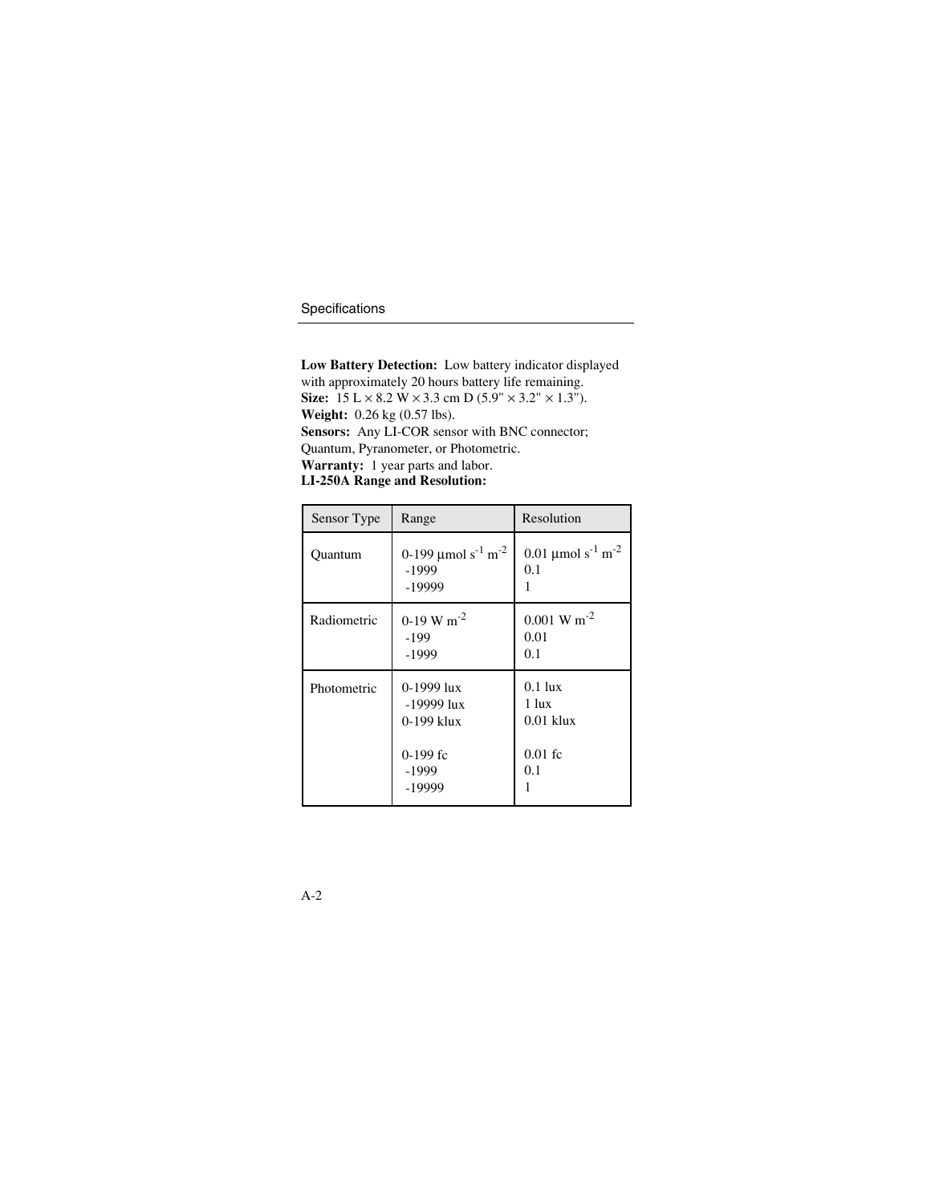**Low Battery Detection:** Low battery indicator displayed with approximately 20 hours battery life remaining.
**Size:** 15 L × 8.2 W × 3.3 cm D (5.9" × 3.2" × 1.3").
**Weight:** 0.26 kg (0.57 lbs).
**Sensors:** Any LI-COR sensor with BNC connector; Quantum, Pyranometer, or Photometric.
**Warranty:** 1 year parts and labor.
**LI-250A Range and Resolution:**

| Sensor Type | Range | Resolution |
|---|---|---|
| Quantum | 0-199 µmol $s^{-1}$ $m^{-2}$<br>-1999<br>-19999 | 0.01 µmol $s^{-1}$ $m^{-2}$<br>0.1<br>1 |
| Radiometric | 0-19 W $m^{-2}$<br>-199<br>-1999 | 0.001 W $m^{-2}$<br>0.01<br>0.1 |
| Photometric | 0-1999 lux<br>-19999 lux<br>0-199 klux<br><br>0-199 fc<br>-1999<br>-19999 | 0.1 lux<br>1 lux<br>0.01 klux<br><br>0.01 fc<br>0.1<br>1 |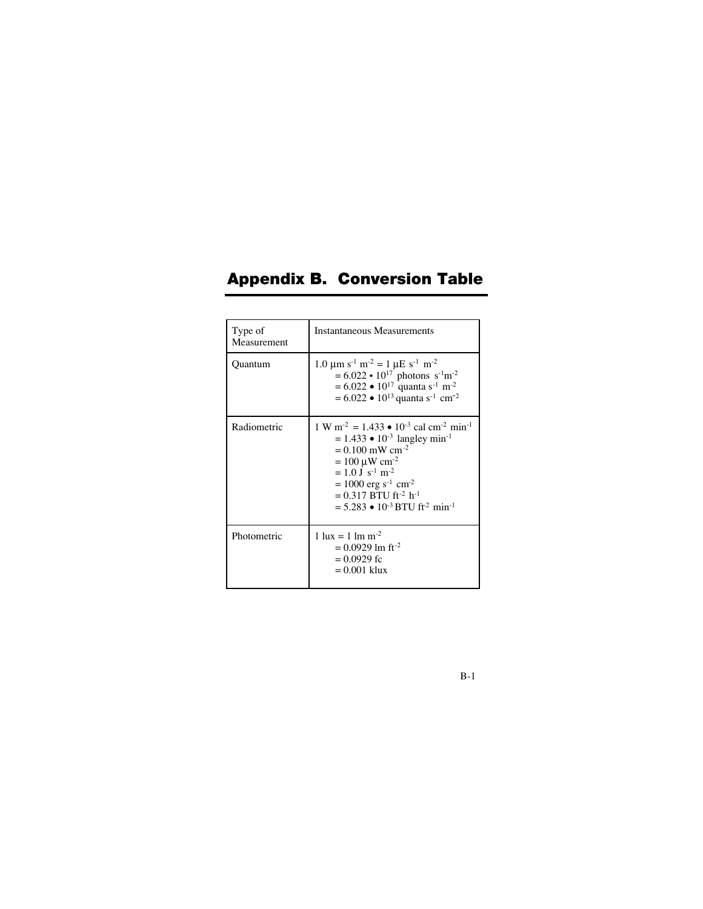# Appendix B. Conversion Table

| Type of Measurement | Instantaneous Measurements |
|---|---|
| Quantum | $1.0\ \mu m\ s^{-1}\ m^{-2} = 1\ \mu E\ s^{-1}\ m^{-2}$ <br> $= 6.022 \bullet 10^{17}$ photons $s^{-1} m^{-2}$ <br> $= 6.022 \bullet 10^{17}$ quanta $s^{-1}\ m^{-2}$ <br> $= 6.022 \bullet 10^{13}$ quanta $s^{-1}\ cm^{-2}$ |
| Radiometric | $1\ W\ m^{-2} = 1.433 \bullet 10^{-3}\ cal\ cm^{-2}\ min^{-1}$ <br> $= 1.433 \bullet 10^{-3}$ langley $min^{-1}$ <br> $= 0.100\ mW\ cm^{-2}$ <br> $= 100\ \mu W\ cm^{-2}$ <br> $= 1.0\ J\ s^{-1}\ m^{-2}$ <br> $= 1000\ erg\ s^{-1}\ cm^{-2}$ <br> $= 0.317\ BTU\ ft^{-2}\ h^{-1}$ <br> $= 5.283 \bullet 10^{-3}\ BTU\ ft^{-2}\ min^{-1}$ |
| Photometric | $1\ lux = 1\ lm\ m^{-2}$ <br> $= 0.0929\ lm\ ft^{-2}$ <br> $= 0.0929$ fc <br> $= 0.001$ klux |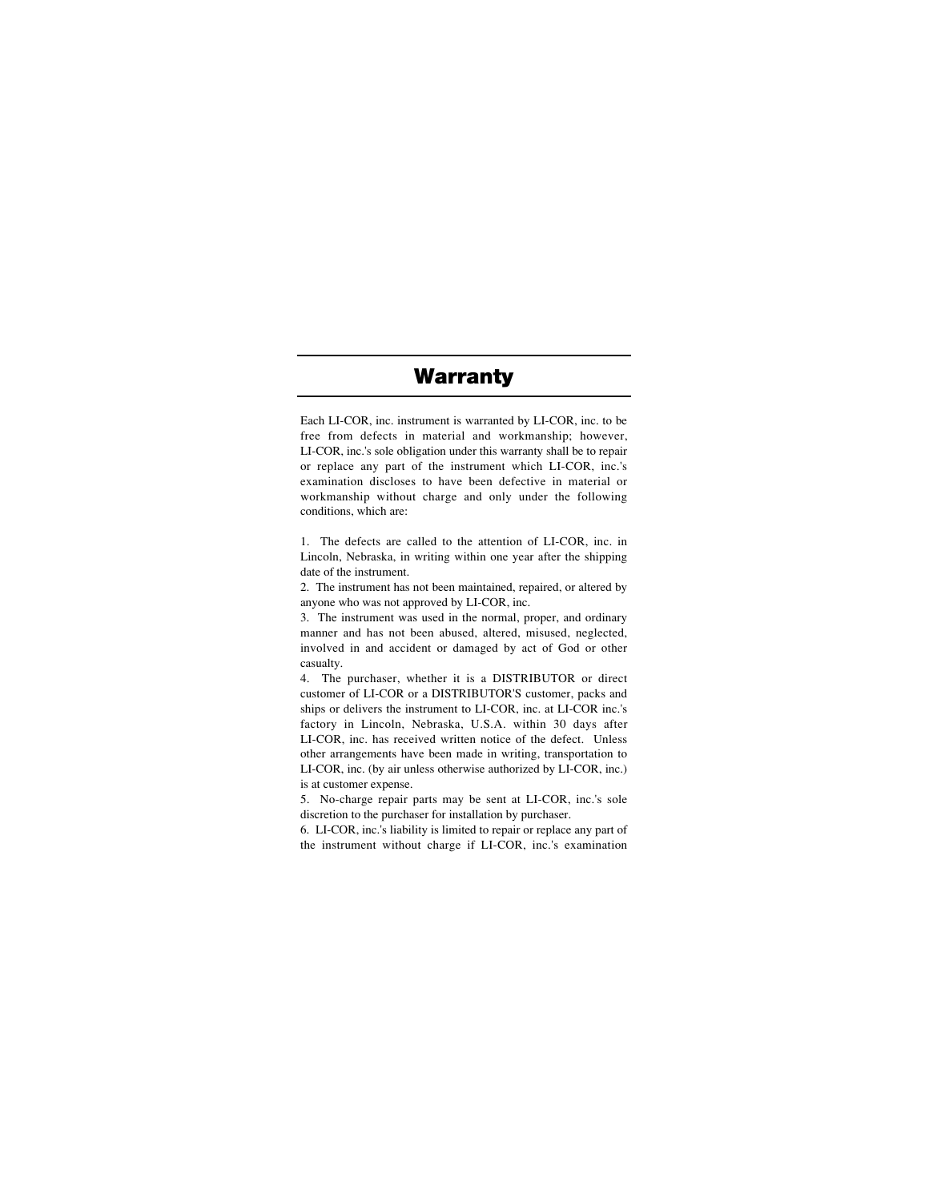# Warranty

Each LI-COR, inc. instrument is warranted by LI-COR, inc. to be free from defects in material and workmanship; however, LI-COR, inc.'s sole obligation under this warranty shall be to repair or replace any part of the instrument which LI-COR, inc.'s examination discloses to have been defective in material or workmanship without charge and only under the following conditions, which are:

1. The defects are called to the attention of LI-COR, inc. in Lincoln, Nebraska, in writing within one year after the shipping date of the instrument.
2. The instrument has not been maintained, repaired, or altered by anyone who was not approved by LI-COR, inc.
3. The instrument was used in the normal, proper, and ordinary manner and has not been abused, altered, misused, neglected, involved in and accident or damaged by act of God or other casualty.
4. The purchaser, whether it is a DISTRIBUTOR or direct customer of LI-COR or a DISTRIBUTOR'S customer, packs and ships or delivers the instrument to LI-COR, inc. at LI-COR inc.'s factory in Lincoln, Nebraska, U.S.A. within 30 days after LI-COR, inc. has received written notice of the defect. Unless other arrangements have been made in writing, transportation to LI-COR, inc. (by air unless otherwise authorized by LI-COR, inc.) is at customer expense.
5. No-charge repair parts may be sent at LI-COR, inc.'s sole discretion to the purchaser for installation by purchaser.
6. LI-COR, inc.'s liability is limited to repair or replace any part of the instrument without charge if LI-COR, inc.'s examination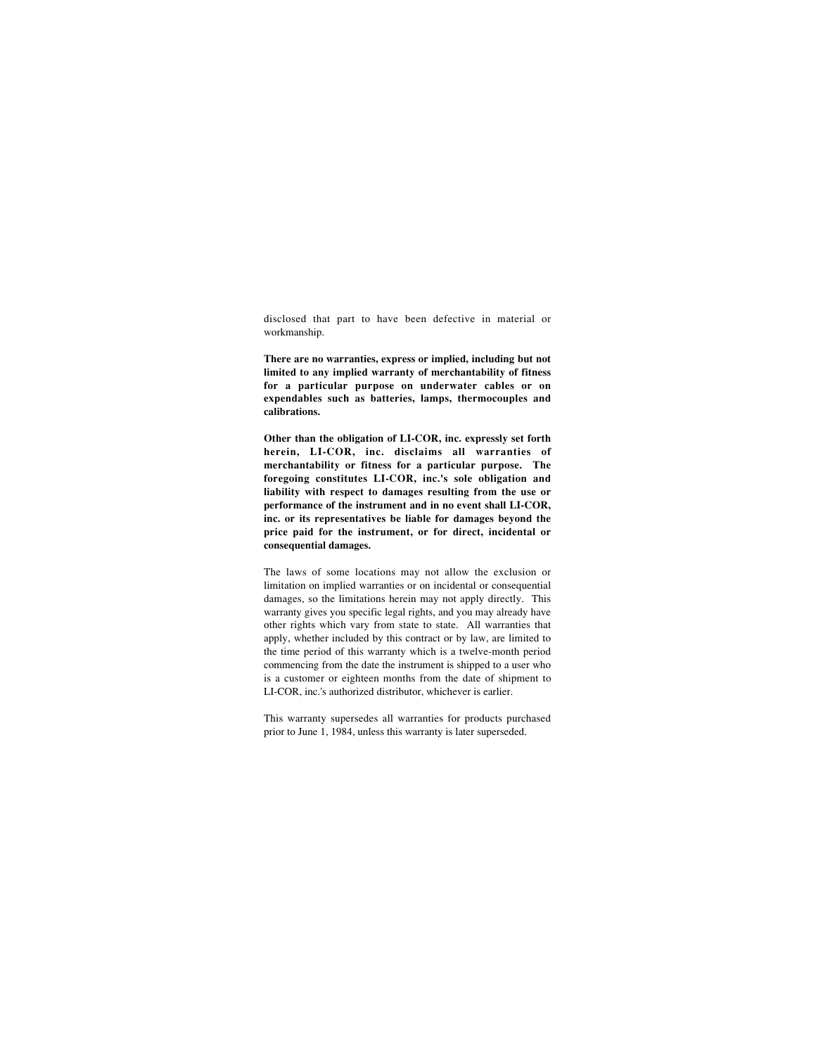disclosed that part to have been defective in material or workmanship.

**There are no warranties, express or implied, including but not limited to any implied warranty of merchantability of fitness for a particular purpose on underwater cables or on expendables such as batteries, lamps, thermocouples and calibrations.**

**Other than the obligation of LI-COR, inc. expressly set forth herein, LI-COR, inc. disclaims all warranties of merchantability or fitness for a particular purpose. The foregoing constitutes LI-COR, inc.'s sole obligation and liability with respect to damages resulting from the use or performance of the instrument and in no event shall LI-COR, inc. or its representatives be liable for damages beyond the price paid for the instrument, or for direct, incidental or consequential damages.**

The laws of some locations may not allow the exclusion or limitation on implied warranties or on incidental or consequential damages, so the limitations herein may not apply directly. This warranty gives you specific legal rights, and you may already have other rights which vary from state to state. All warranties that apply, whether included by this contract or by law, are limited to the time period of this warranty which is a twelve-month period commencing from the date the instrument is shipped to a user who is a customer or eighteen months from the date of shipment to LI-COR, inc.'s authorized distributor, whichever is earlier.

This warranty supersedes all warranties for products purchased prior to June 1, 1984, unless this warranty is later superseded.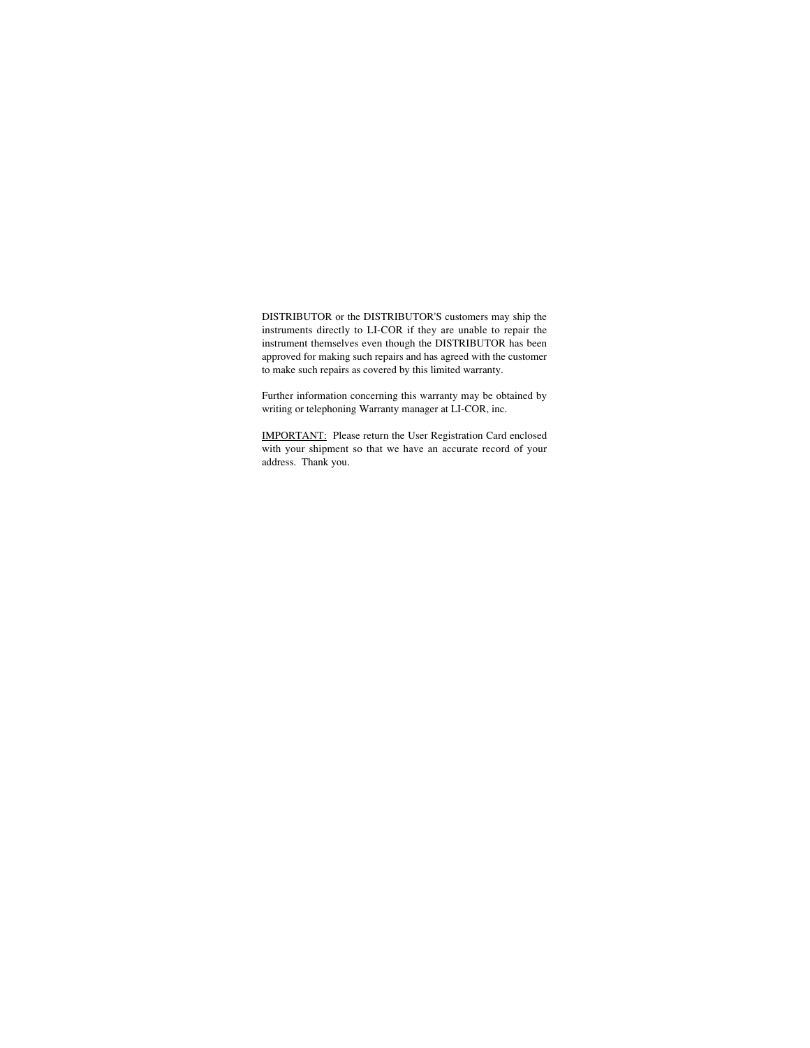DISTRIBUTOR or the DISTRIBUTOR'S customers may ship the instruments directly to LI-COR if they are unable to repair the instrument themselves even though the DISTRIBUTOR has been approved for making such repairs and has agreed with the customer to make such repairs as covered by this limited warranty.

Further information concerning this warranty may be obtained by writing or telephoning Warranty manager at LI-COR, inc.

<u>IMPORTANT:</u> Please return the User Registration Card enclosed with your shipment so that we have an accurate record of your address. Thank you.